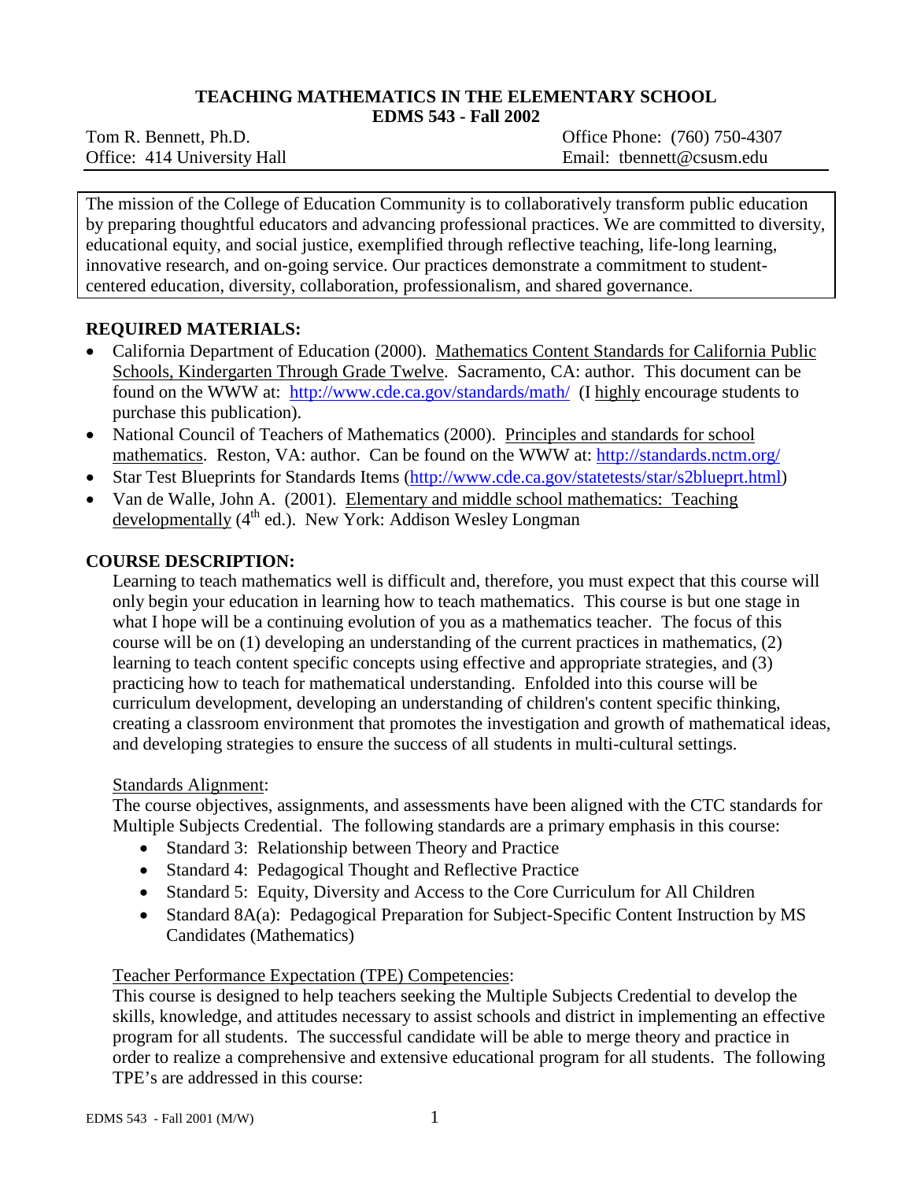# TEACHING MATHEMATICS IN THE ELEMENTARY SCHOOL
## EDMS 543 - Fall 2002

Tom R. Bennett, Ph.D.  
Office: 414 University Hall

Office Phone: (760) 750-4307  
Email: tbennett@csusm.edu

---

The mission of the College of Education Community is to collaboratively transform public education by preparing thoughtful educators and advancing professional practices. We are committed to diversity, educational equity, and social justice, exemplified through reflective teaching, life-long learning, innovative research, and on-going service. Our practices demonstrate a commitment to student-centered education, diversity, collaboration, professionalism, and shared governance.

---

## REQUIRED MATERIALS:

- California Department of Education (2000). Mathematics Content Standards for California Public Schools, Kindergarten Through Grade Twelve. Sacramento, CA: author. This document can be found on the WWW at: http://www.cde.ca.gov/standards/math/ (I highly encourage students to purchase this publication).
- National Council of Teachers of Mathematics (2000). Principles and standards for school mathematics. Reston, VA: author. Can be found on the WWW at: http://standards.nctm.org/
- Star Test Blueprints for Standards Items (http://www.cde.ca.gov/statetests/star/s2blueprt.html)
- Van de Walle, John A. (2001). Elementary and middle school mathematics: Teaching developmentally (4th ed.). New York: Addison Wesley Longman

## COURSE DESCRIPTION:

Learning to teach mathematics well is difficult and, therefore, you must expect that this course will only begin your education in learning how to teach mathematics. This course is but one stage in what I hope will be a continuing evolution of you as a mathematics teacher. The focus of this course will be on (1) developing an understanding of the current practices in mathematics, (2) learning to teach content specific concepts using effective and appropriate strategies, and (3) practicing how to teach for mathematical understanding. Enfolded into this course will be curriculum development, developing an understanding of children's content specific thinking, creating a classroom environment that promotes the investigation and growth of mathematical ideas, and developing strategies to ensure the success of all students in multi-cultural settings.

Standards Alignment:

The course objectives, assignments, and assessments have been aligned with the CTC standards for Multiple Subjects Credential. The following standards are a primary emphasis in this course:

- Standard 3: Relationship between Theory and Practice
- Standard 4: Pedagogical Thought and Reflective Practice
- Standard 5: Equity, Diversity and Access to the Core Curriculum for All Children
- Standard 8A(a): Pedagogical Preparation for Subject-Specific Content Instruction by MS Candidates (Mathematics)

Teacher Performance Expectation (TPE) Competencies:

This course is designed to help teachers seeking the Multiple Subjects Credential to develop the skills, knowledge, and attitudes necessary to assist schools and district in implementing an effective program for all students. The successful candidate will be able to merge theory and practice in order to realize a comprehensive and extensive educational program for all students. The following TPE's are addressed in this course: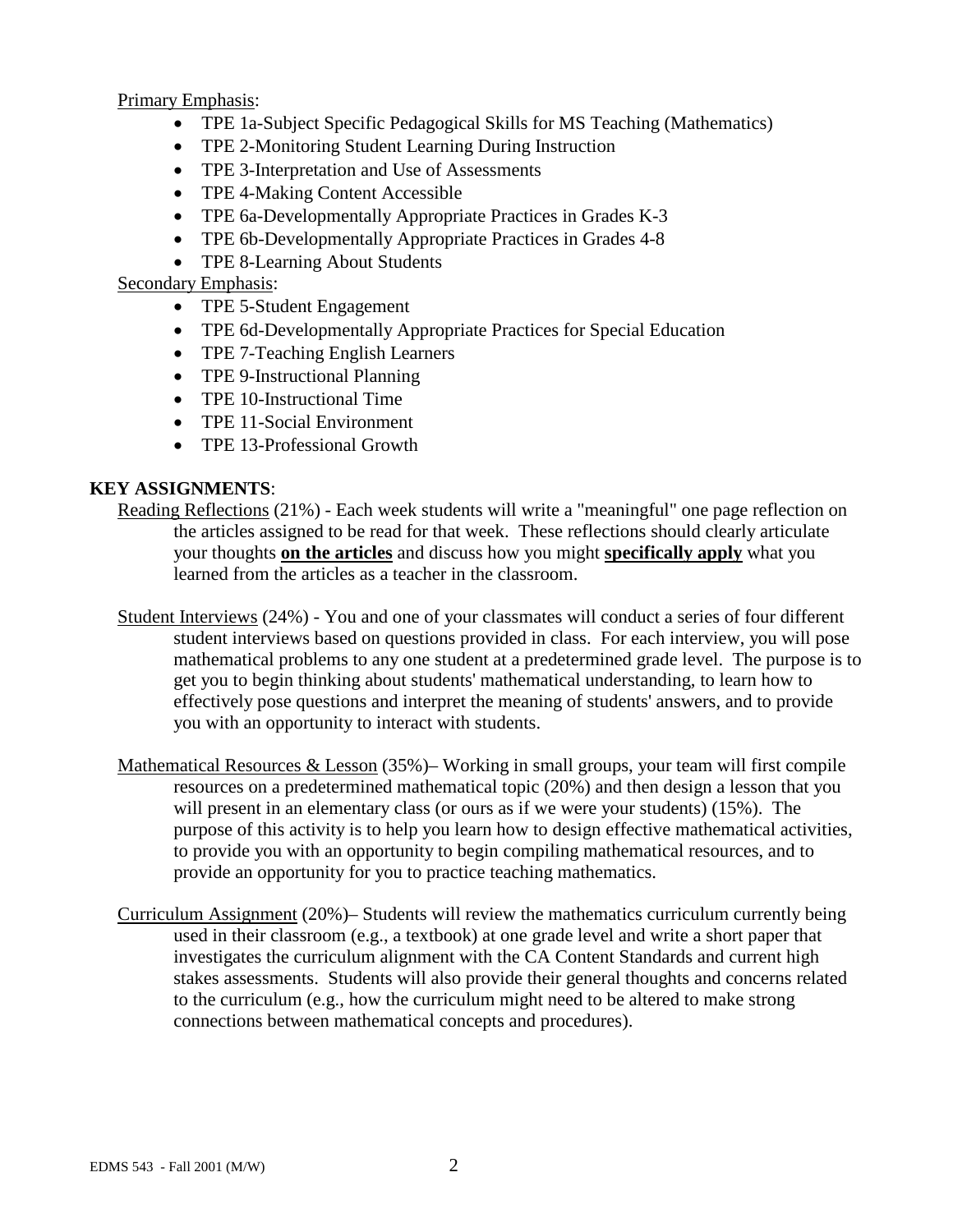Primary Emphasis:

- TPE 1a-Subject Specific Pedagogical Skills for MS Teaching (Mathematics)
- TPE 2-Monitoring Student Learning During Instruction
- TPE 3-Interpretation and Use of Assessments
- TPE 4-Making Content Accessible
- TPE 6a-Developmentally Appropriate Practices in Grades K-3
- TPE 6b-Developmentally Appropriate Practices in Grades 4-8
- TPE 8-Learning About Students

Secondary Emphasis:

- TPE 5-Student Engagement
- TPE 6d-Developmentally Appropriate Practices for Special Education
- TPE 7-Teaching English Learners
- TPE 9-Instructional Planning
- TPE 10-Instructional Time
- TPE 11-Social Environment
- TPE 13-Professional Growth

**KEY ASSIGNMENTS**:

Reading Reflections (21%) - Each week students will write a "meaningful" one page reflection on the articles assigned to be read for that week. These reflections should clearly articulate your thoughts **on the articles** and discuss how you might **specifically apply** what you learned from the articles as a teacher in the classroom.

Student Interviews (24%) - You and one of your classmates will conduct a series of four different student interviews based on questions provided in class. For each interview, you will pose mathematical problems to any one student at a predetermined grade level. The purpose is to get you to begin thinking about students' mathematical understanding, to learn how to effectively pose questions and interpret the meaning of students' answers, and to provide you with an opportunity to interact with students.

Mathematical Resources & Lesson (35%)– Working in small groups, your team will first compile resources on a predetermined mathematical topic (20%) and then design a lesson that you will present in an elementary class (or ours as if we were your students) (15%). The purpose of this activity is to help you learn how to design effective mathematical activities, to provide you with an opportunity to begin compiling mathematical resources, and to provide an opportunity for you to practice teaching mathematics.

Curriculum Assignment (20%)– Students will review the mathematics curriculum currently being used in their classroom (e.g., a textbook) at one grade level and write a short paper that investigates the curriculum alignment with the CA Content Standards and current high stakes assessments. Students will also provide their general thoughts and concerns related to the curriculum (e.g., how the curriculum might need to be altered to make strong connections between mathematical concepts and procedures).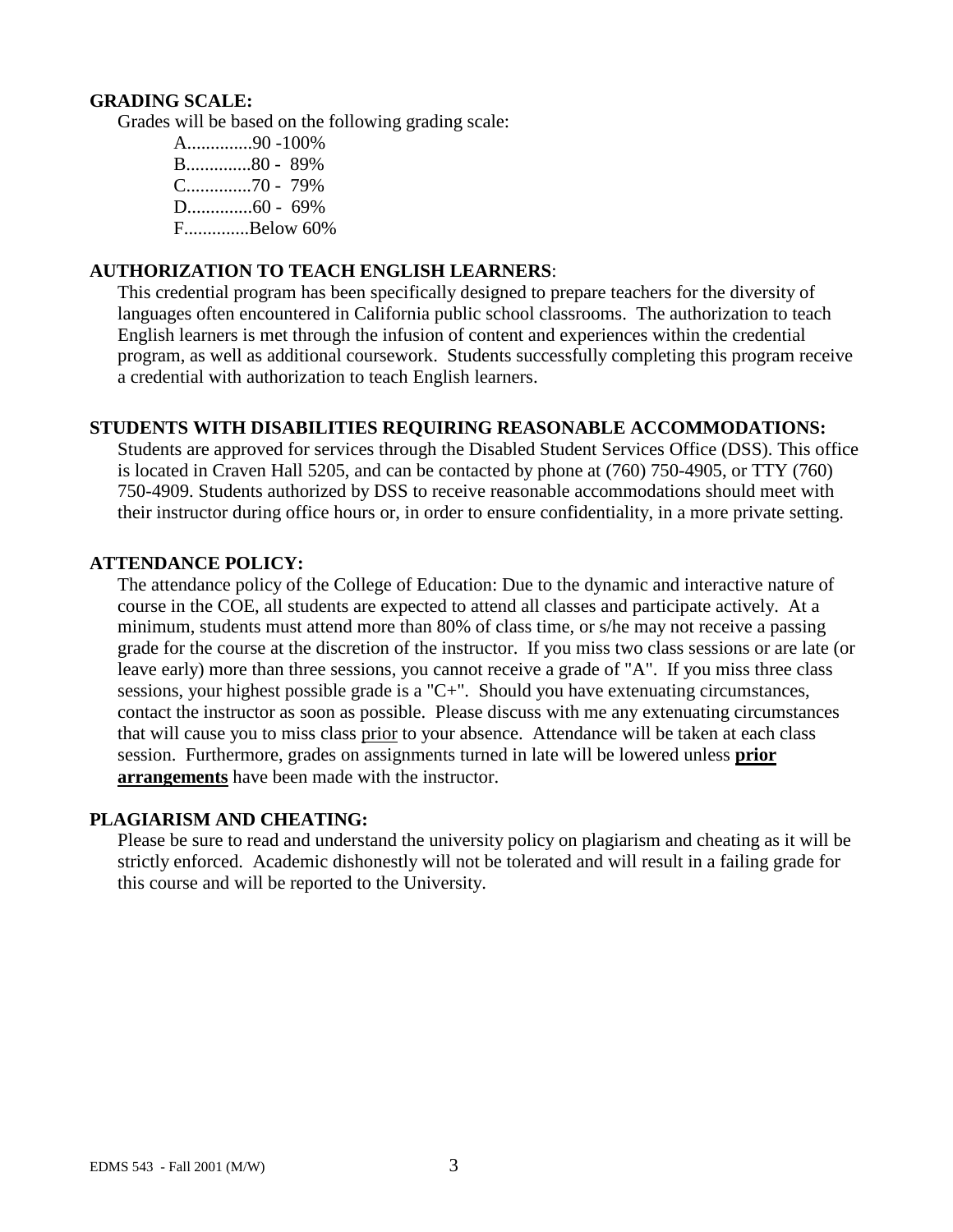**GRADING SCALE:**

Grades will be based on the following grading scale:

A..............90 -100%
B..............80 - 89%
C..............70 - 79%
D..............60 - 69%
F..............Below 60%

**AUTHORIZATION TO TEACH ENGLISH LEARNERS**:

This credential program has been specifically designed to prepare teachers for the diversity of languages often encountered in California public school classrooms. The authorization to teach English learners is met through the infusion of content and experiences within the credential program, as well as additional coursework. Students successfully completing this program receive a credential with authorization to teach English learners.

**STUDENTS WITH DISABILITIES REQUIRING REASONABLE ACCOMMODATIONS:**

Students are approved for services through the Disabled Student Services Office (DSS). This office is located in Craven Hall 5205, and can be contacted by phone at (760) 750-4905, or TTY (760) 750-4909. Students authorized by DSS to receive reasonable accommodations should meet with their instructor during office hours or, in order to ensure confidentiality, in a more private setting.

**ATTENDANCE POLICY:**

The attendance policy of the College of Education: Due to the dynamic and interactive nature of course in the COE, all students are expected to attend all classes and participate actively. At a minimum, students must attend more than 80% of class time, or s/he may not receive a passing grade for the course at the discretion of the instructor. If you miss two class sessions or are late (or leave early) more than three sessions, you cannot receive a grade of "A". If you miss three class sessions, your highest possible grade is a "C+". Should you have extenuating circumstances, contact the instructor as soon as possible. Please discuss with me any extenuating circumstances that will cause you to miss class prior to your absence. Attendance will be taken at each class session. Furthermore, grades on assignments turned in late will be lowered unless **prior arrangements** have been made with the instructor.

**PLAGIARISM AND CHEATING:**

Please be sure to read and understand the university policy on plagiarism and cheating as it will be strictly enforced. Academic dishonestly will not be tolerated and will result in a failing grade for this course and will be reported to the University.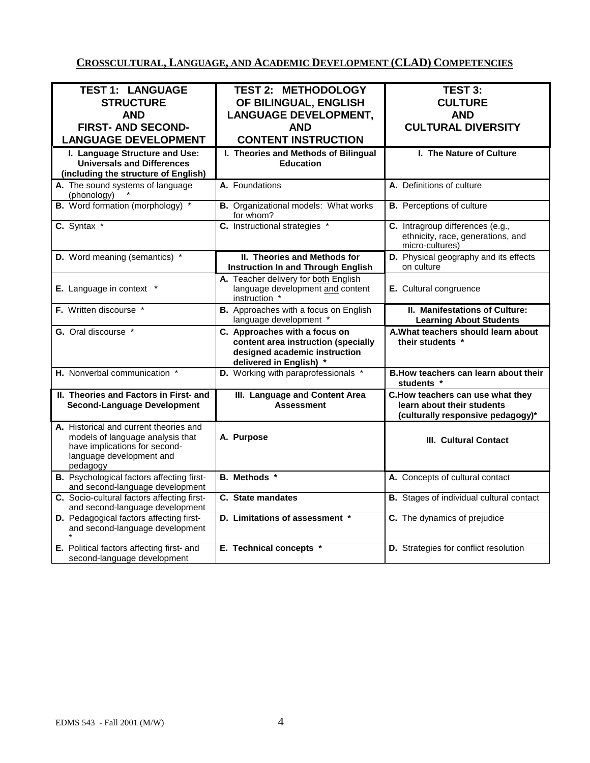## CROSSCULTURAL, LANGUAGE, AND ACADEMIC DEVELOPMENT (CLAD) COMPETENCIES

| TEST 1: LANGUAGE STRUCTURE AND FIRST- AND SECOND-LANGUAGE DEVELOPMENT | TEST 2: METHODOLOGY OF BILINGUAL, ENGLISH LANGUAGE DEVELOPMENT, AND CONTENT INSTRUCTION | TEST 3: CULTURE AND CULTURAL DIVERSITY |
|---|---|---|
| **I. Language Structure and Use: Universals and Differences (including the structure of English)** | **I. Theories and Methods of Bilingual Education** | **I. The Nature of Culture** |
| **A.** The sound systems of language (phonology) * | **A.** Foundations | **A.** Definitions of culture |
| **B.** Word formation (morphology) * | **B.** Organizational models: What works for whom? | **B.** Perceptions of culture |
| **C.** Syntax * | **C.** Instructional strategies * | **C.** Intragroup differences (e.g., ethnicity, race, generations, and micro-cultures) |
| **D.** Word meaning (semantics) * | **II. Theories and Methods for Instruction In and Through English** | **D.** Physical geography and its effects on culture |
| **E.** Language in context * | **A.** Teacher delivery for both English language development and content instruction * | **E.** Cultural congruence |
| **F.** Written discourse * | **B.** Approaches with a focus on English language development * | **II. Manifestations of Culture: Learning About Students** |
| **G.** Oral discourse * | **C. Approaches with a focus on content area instruction (specially designed academic instruction delivered in English) *** | **A. What teachers should learn about their students *** |
| **H.** Nonverbal communication * | **D.** Working with paraprofessionals * | **B. How teachers can learn about their students *** |
| **II. Theories and Factors in First- and Second-Language Development** | **III. Language and Content Area Assessment** | **C. How teachers can use what they learn about their students (culturally responsive pedagogy)*** |
| **A.** Historical and current theories and models of language analysis that have implications for second-language development and pedagogy | **A. Purpose** | **III. Cultural Contact** |
| **B.** Psychological factors affecting first- and second-language development | **B. Methods *** | **A.** Concepts of cultural contact |
| **C.** Socio-cultural factors affecting first- and second-language development | **C. State mandates** | **B.** Stages of individual cultural contact |
| **D.** Pedagogical factors affecting first- and second-language development * | **D. Limitations of assessment *** | **C.** The dynamics of prejudice |
| **E.** Political factors affecting first- and second-language development | **E. Technical concepts *** | **D.** Strategies for conflict resolution |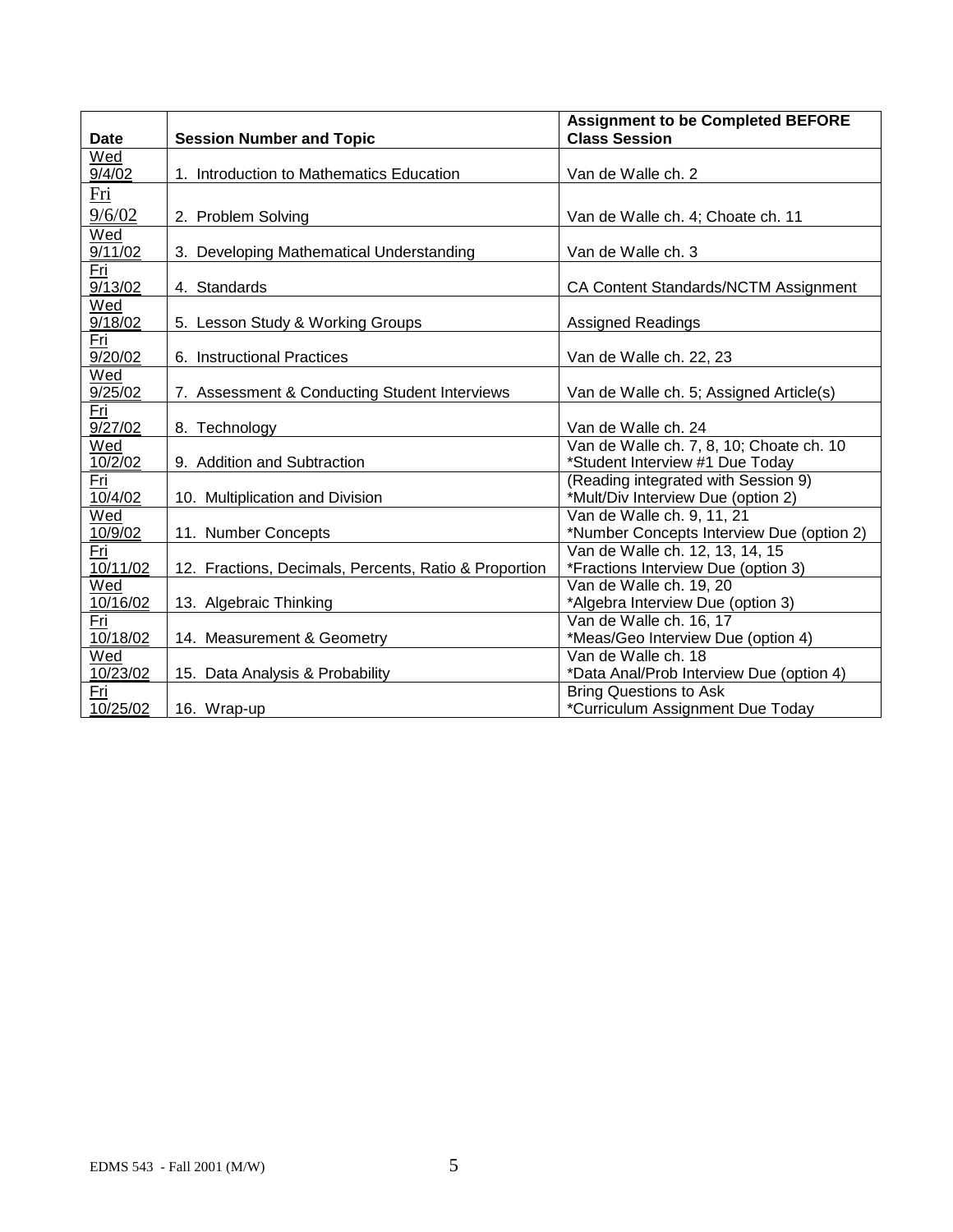| Date | Session Number and Topic | Assignment to be Completed BEFORE Class Session |
|---|---|---|
| Wed 9/4/02 | 1. Introduction to Mathematics Education | Van de Walle ch. 2 |
| Fri 9/6/02 | 2. Problem Solving | Van de Walle ch. 4; Choate ch. 11 |
| Wed 9/11/02 | 3. Developing Mathematical Understanding | Van de Walle ch. 3 |
| Fri 9/13/02 | 4. Standards | CA Content Standards/NCTM Assignment |
| Wed 9/18/02 | 5. Lesson Study & Working Groups | Assigned Readings |
| Fri 9/20/02 | 6. Instructional Practices | Van de Walle ch. 22, 23 |
| Wed 9/25/02 | 7. Assessment & Conducting Student Interviews | Van de Walle ch. 5; Assigned Article(s) |
| Fri 9/27/02 | 8. Technology | Van de Walle ch. 24 |
| Wed 10/2/02 | 9. Addition and Subtraction | Van de Walle ch. 7, 8, 10; Choate ch. 10<br>*Student Interview #1 Due Today |
| Fri 10/4/02 | 10. Multiplication and Division | (Reading integrated with Session 9)<br>*Mult/Div Interview Due (option 2) |
| Wed 10/9/02 | 11. Number Concepts | Van de Walle ch. 9, 11, 21<br>*Number Concepts Interview Due (option 2) |
| Fri 10/11/02 | 12. Fractions, Decimals, Percents, Ratio & Proportion | Van de Walle ch. 12, 13, 14, 15<br>*Fractions Interview Due (option 3) |
| Wed 10/16/02 | 13. Algebraic Thinking | Van de Walle ch. 19, 20<br>*Algebra Interview Due (option 3) |
| Fri 10/18/02 | 14. Measurement & Geometry | Van de Walle ch. 16, 17<br>*Meas/Geo Interview Due (option 4) |
| Wed 10/23/02 | 15. Data Analysis & Probability | Van de Walle ch. 18<br>*Data Anal/Prob Interview Due (option 4) |
| Fri 10/25/02 | 16. Wrap-up | Bring Questions to Ask<br>*Curriculum Assignment Due Today |